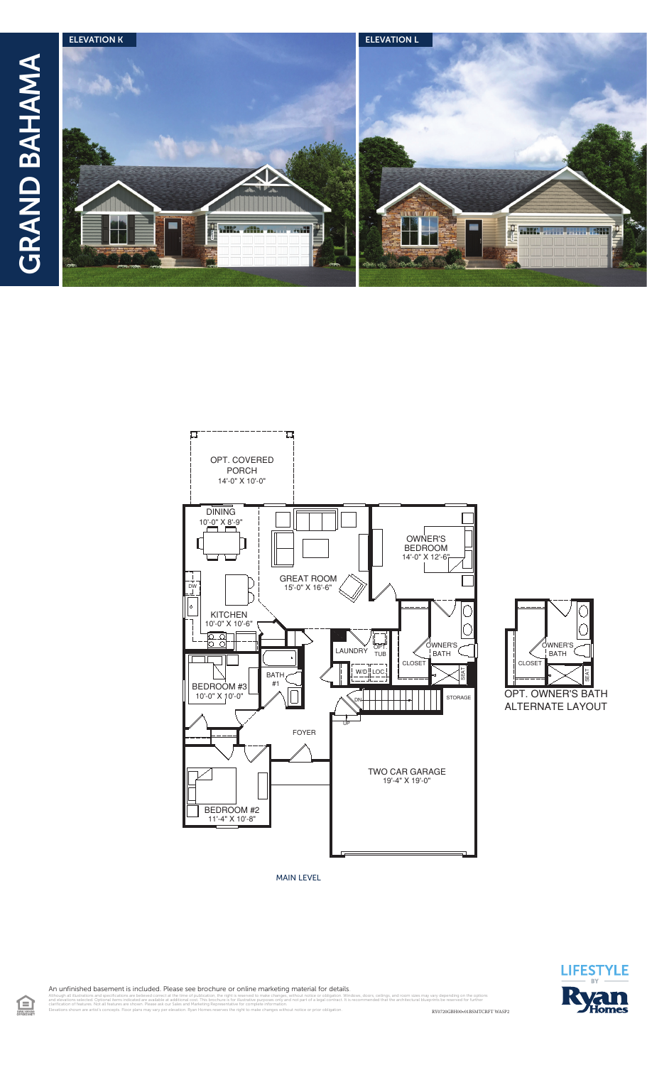# GRAND BAHAMA

ELEVATION K

ELEVATION L

OPT. COVERED PORCH
14'-0" X 10'-0"

DINING
10'-0" X 8'-9"

GREAT ROOM
15'-0" X 16'-6"

OWNER'S BEDROOM
14'-0" X 12'-6"

DW

KITCHEN
10'-0" X 10'-6"

LAUNDRY

OPT. TUB

W/D

LOC.

OWNER'S BATH

CLOSET

SEAT

BEDROOM #3
10'-0" X 10'-0"

BATH #1

DN

STORAGE

UP

FOYER

TWO CAR GARAGE
19'-4" X 19'-0"

BEDROOM #2
11'-4" X 10'-8"

CLOSET

OWNER'S BATH

SEAT

OPT. OWNER'S BATH ALTERNATE LAYOUT

MAIN LEVEL

An unfinished basement is included. Please see brochure or online marketing material for details.

Although all illustrations and specifications are believed correct at the time of publication, the right is reserved to make changes, without notice or obligation. Windows, doors, ceilings, and room sizes may vary depending on the options and elevations selected. Optional items indicated are available at additional cost. This brochure is for illustrative purposes only and not part of a legal contract. It is recommended that the architectural blueprints be reserved for further clarification of features. Not all features are shown. Please ask our Sales and Marketing Representative for complete information.
Elevations shown are artist's concepts. Floor plans may vary per elevation. Ryan Homes reserves the right to make changes without notice or prior obligation.

RY0720GBH00v01BSMTCRFT WASP2

LIFESTYLE BY Ryan Homes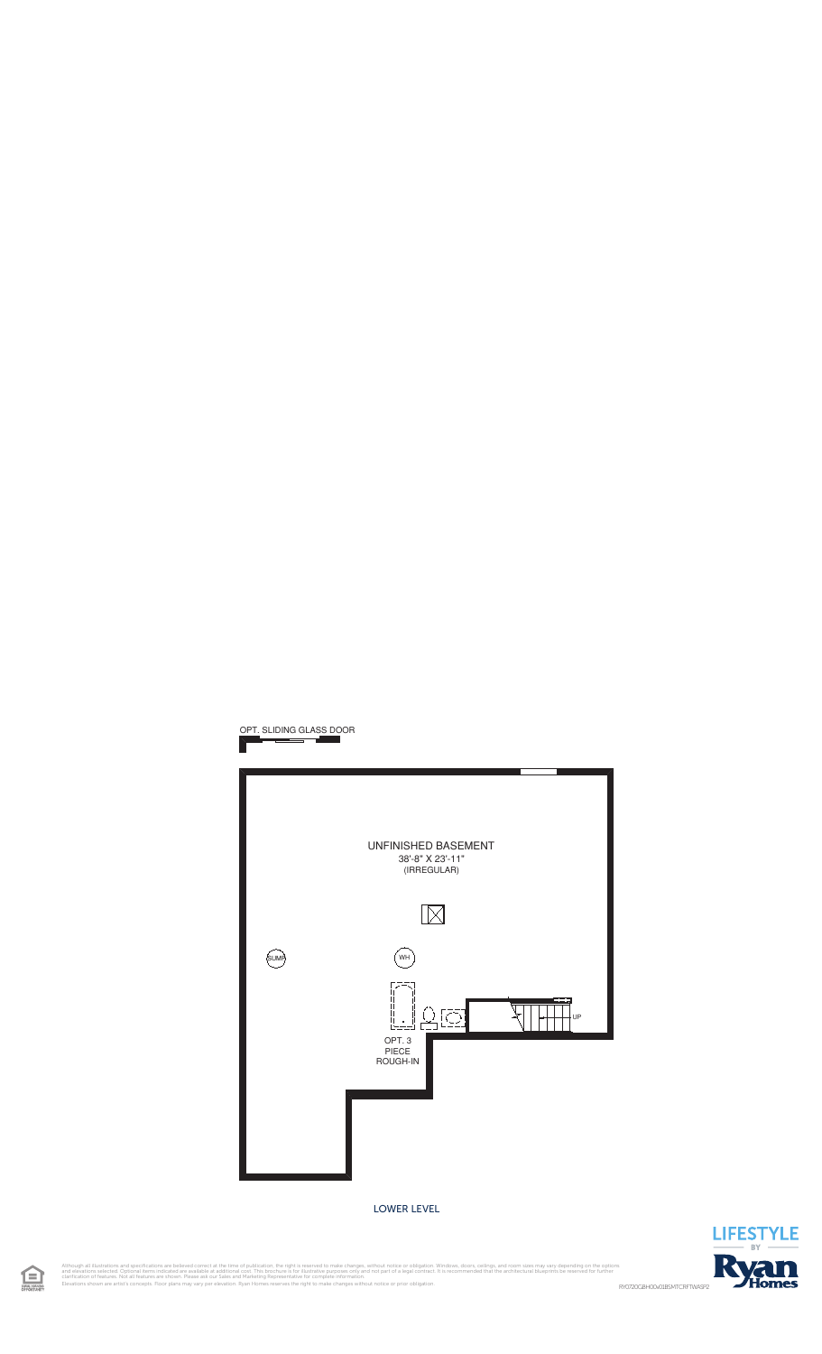OPT. SLIDING GLASS DOOR

UNFINISHED BASEMENT
38'-8" X 23'-11"
(IRREGULAR)

SUMP

WH

OPT. 3
PIECE
ROUGH-IN

UP

LOWER LEVEL

LIFESTYLE BY Ryan Homes

Although all illustrations and specifications are believed correct at the time of publication, the right is reserved to make changes, without notice or obligation. Windows, doors, ceilings, and room sizes may vary depending on the options and elevations selected. Optional items indicated are available at additional cost. This brochure is for illustrative purposes only and not part of a legal contract. It is recommended that the architectural blueprints be reserved for further clarification of features. Not all features are shown. Please ask our Sales and Marketing Representative for complete information.
Elevations shown are artist's concepts. Floor plans may vary per elevation. Ryan Homes reserves the right to make changes without notice or prior obligation.

RYO720GBH00v01BSMTCRFTWA1P2